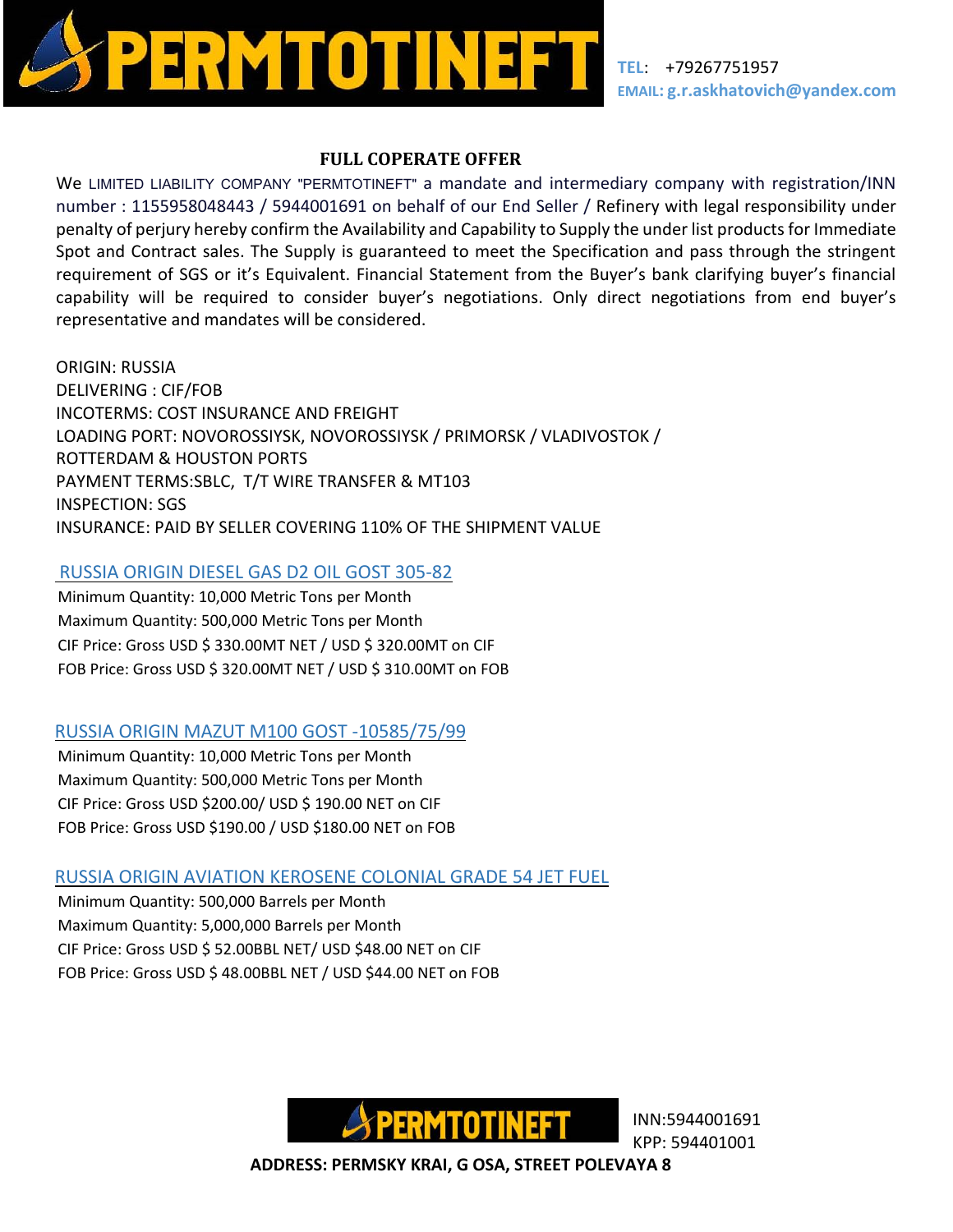# PERMTOTINEFT

TEL: +79267751957
EMAIL: g.r.askhatovich@yandex.com

## FULL COPERATE OFFER

We LIMITED LIABILITY COMPANY "PERMTOTINEFT" a mandate and intermediary company with registration/INN number : 1155958048443 / 5944001691 on behalf of our End Seller / Refinery with legal responsibility under penalty of perjury hereby confirm the Availability and Capability to Supply the under list products for Immediate Spot and Contract sales. The Supply is guaranteed to meet the Specification and pass through the stringent requirement of SGS or it's Equivalent. Financial Statement from the Buyer's bank clarifying buyer's financial capability will be required to consider buyer's negotiations. Only direct negotiations from end buyer's representative and mandates will be considered.

ORIGIN: RUSSIA
DELIVERING : CIF/FOB
INCOTERMS: COST INSURANCE AND FREIGHT
LOADING PORT: NOVOROSSIYSK, NOVOROSSIYSK / PRIMORSK / VLADIVOSTOK / ROTTERDAM & HOUSTON PORTS
PAYMENT TERMS:SBLC, T/T WIRE TRANSFER & MT103
INSPECTION: SGS
INSURANCE: PAID BY SELLER COVERING 110% OF THE SHIPMENT VALUE

### RUSSIA ORIGIN DIESEL GAS D2 OIL GOST 305-82

Minimum Quantity: 10,000 Metric Tons per Month
Maximum Quantity: 500,000 Metric Tons per Month
CIF Price: Gross USD $ 330.00MT NET / USD $ 320.00MT on CIF
FOB Price: Gross USD $ 320.00MT NET / USD $ 310.00MT on FOB

### RUSSIA ORIGIN MAZUT M100 GOST -10585/75/99

Minimum Quantity: 10,000 Metric Tons per Month
Maximum Quantity: 500,000 Metric Tons per Month
CIF Price: Gross USD $200.00/ USD $ 190.00 NET on CIF
FOB Price: Gross USD $190.00 / USD $180.00 NET on FOB

### RUSSIA ORIGIN AVIATION KEROSENE COLONIAL GRADE 54 JET FUEL

Minimum Quantity: 500,000 Barrels per Month
Maximum Quantity: 5,000,000 Barrels per Month
CIF Price: Gross USD $ 52.00BBL NET/ USD $48.00 NET on CIF
FOB Price: Gross USD $ 48.00BBL NET / USD $44.00 NET on FOB

PERMTOTINEFT
INN:5944001691
KPP: 594401001

**ADDRESS: PERMSKY KRAI, G OSA, STREET POLEVAYA 8**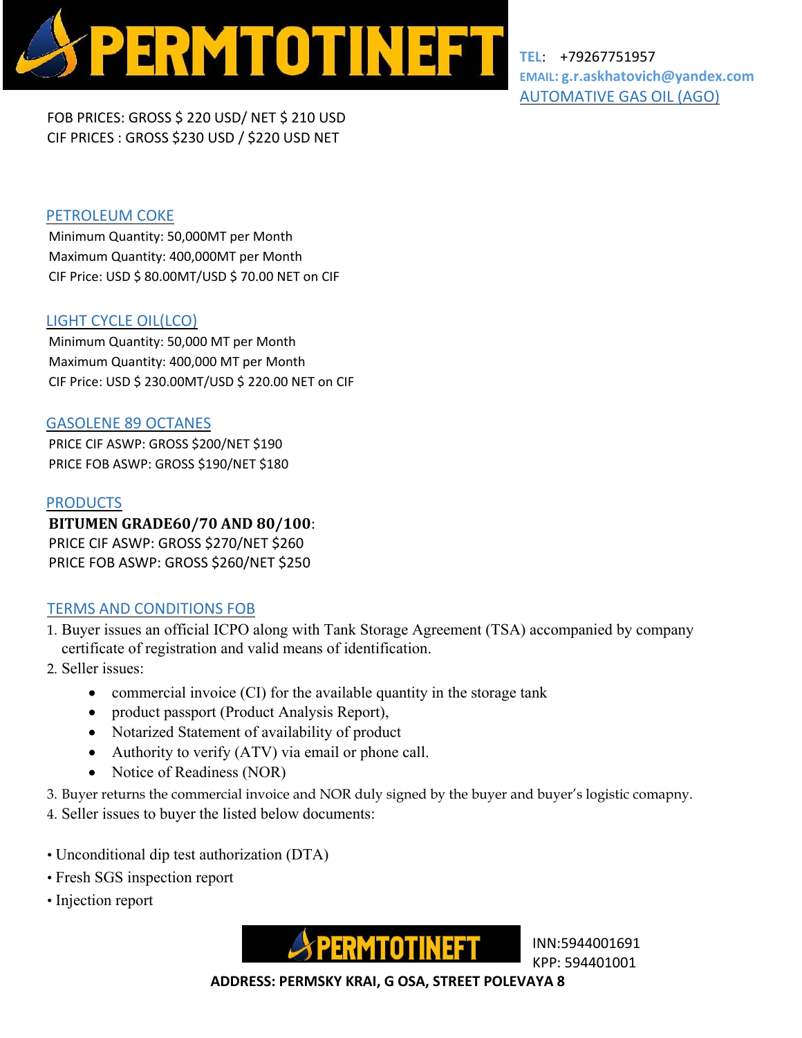# PERMTOTINEFT

**TEL:** +79267751957
**EMAIL: g.r.askhatovich@yandex.com**

## AUTOMATIVE GAS OIL (AGO)

FOB PRICES: GROSS $ 220 USD/ NET $ 210 USD
CIF PRICES : GROSS $230 USD / $220 USD NET

## PETROLEUM COKE

Minimum Quantity: 50,000MT per Month
Maximum Quantity: 400,000MT per Month
CIF Price: USD $ 80.00MT/USD $ 70.00 NET on CIF

## LIGHT CYCLE OIL(LCO)

Minimum Quantity: 50,000 MT per Month
Maximum Quantity: 400,000 MT per Month
CIF Price: USD $ 230.00MT/USD $ 220.00 NET on CIF

## GASOLENE 89 OCTANES

PRICE CIF ASWP: GROSS $200/NET $190
PRICE FOB ASWP: GROSS $190/NET $180

## PRODUCTS

**BITUMEN GRADE60/70 AND 80/100**:
PRICE CIF ASWP: GROSS $270/NET $260
PRICE FOB ASWP: GROSS $260/NET $250

## TERMS AND CONDITIONS FOB

1. Buyer issues an official ICPO along with Tank Storage Agreement (TSA) accompanied by company certificate of registration and valid means of identification.
2. Seller issues:
   - commercial invoice (CI) for the available quantity in the storage tank
   - product passport (Product Analysis Report),
   - Notarized Statement of availability of product
   - Authority to verify (ATV) via email or phone call.
   - Notice of Readiness (NOR)
3. Buyer returns the commercial invoice and NOR duly signed by the buyer and buyer's logistic comapny.
4. Seller issues to buyer the listed below documents:

- Unconditional dip test authorization (DTA)
- Fresh SGS inspection report
- Injection report

PERMTOTINEFT
INN:5944001691
KPP: 594401001

**ADDRESS: PERMSKY KRAI, G OSA, STREET POLEVAYA 8**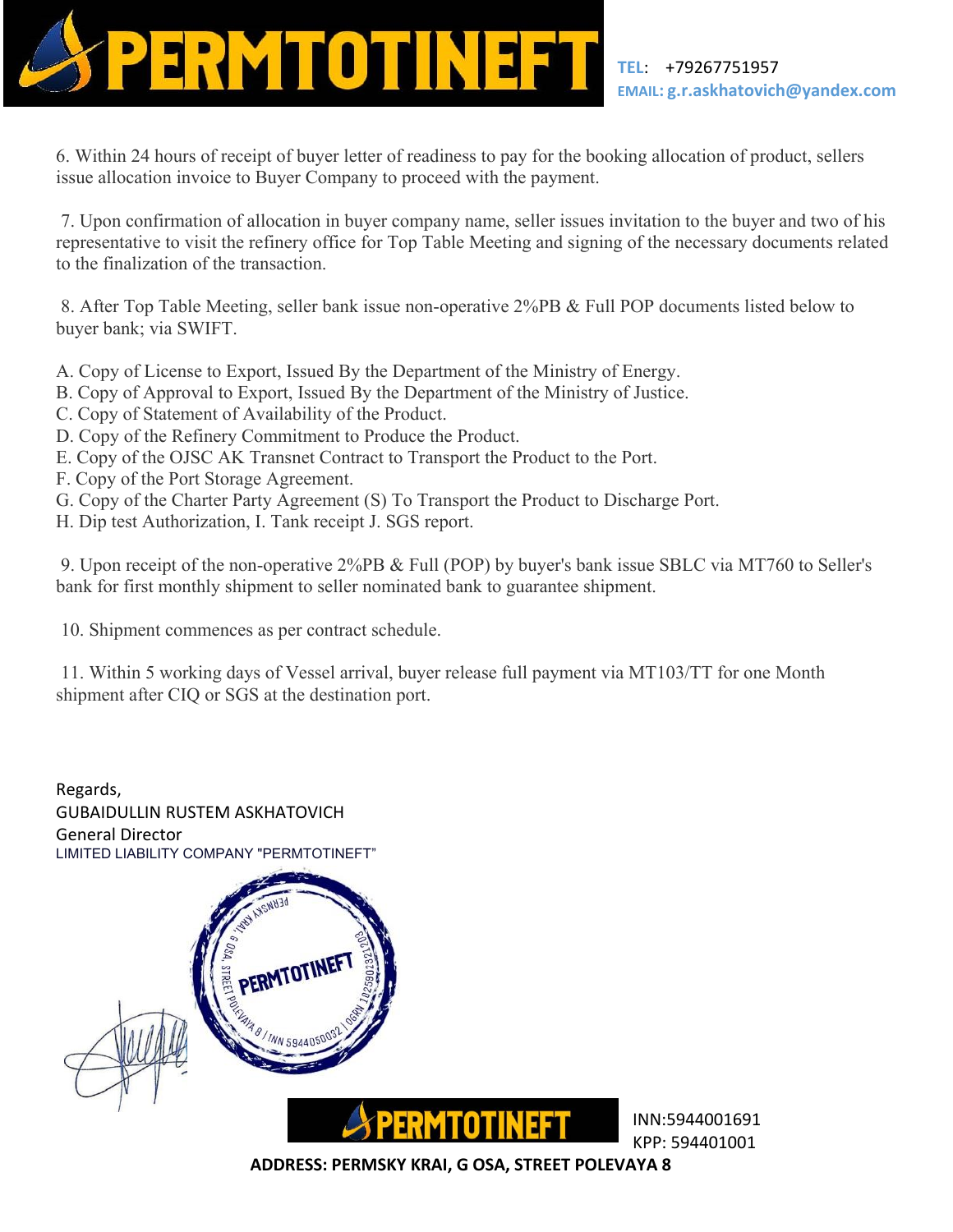6. Within 24 hours of receipt of buyer letter of readiness to pay for the booking allocation of product, sellers issue allocation invoice to Buyer Company to proceed with the payment.

7. Upon confirmation of allocation in buyer company name, seller issues invitation to the buyer and two of his representative to visit the refinery office for Top Table Meeting and signing of the necessary documents related to the finalization of the transaction.

8. After Top Table Meeting, seller bank issue non-operative 2%PB & Full POP documents listed below to buyer bank; via SWIFT.

A. Copy of License to Export, Issued By the Department of the Ministry of Energy.
B. Copy of Approval to Export, Issued By the Department of the Ministry of Justice.
C. Copy of Statement of Availability of the Product.
D. Copy of the Refinery Commitment to Produce the Product.
E. Copy of the OJSC AK Transnet Contract to Transport the Product to the Port.
F. Copy of the Port Storage Agreement.
G. Copy of the Charter Party Agreement (S) To Transport the Product to Discharge Port.
H. Dip test Authorization, I. Tank receipt J. SGS report.

9. Upon receipt of the non-operative 2%PB & Full (POP) by buyer's bank issue SBLC via MT760 to Seller's bank for first monthly shipment to seller nominated bank to guarantee shipment.

10. Shipment commences as per contract schedule.

11. Within 5 working days of Vessel arrival, buyer release full payment via MT103/TT for one Month shipment after CIQ or SGS at the destination port.

Regards,
GUBAIDULLIN RUSTEM ASKHATOVICH
General Director
LIMITED LIABILITY COMPANY "PERMTOTINEFT"

PERMSKY KRAI, G OSA, STREET POLEVAYA 8 / INN 5944050032 / OGRN 1025902321203
PERMTOTINEFT